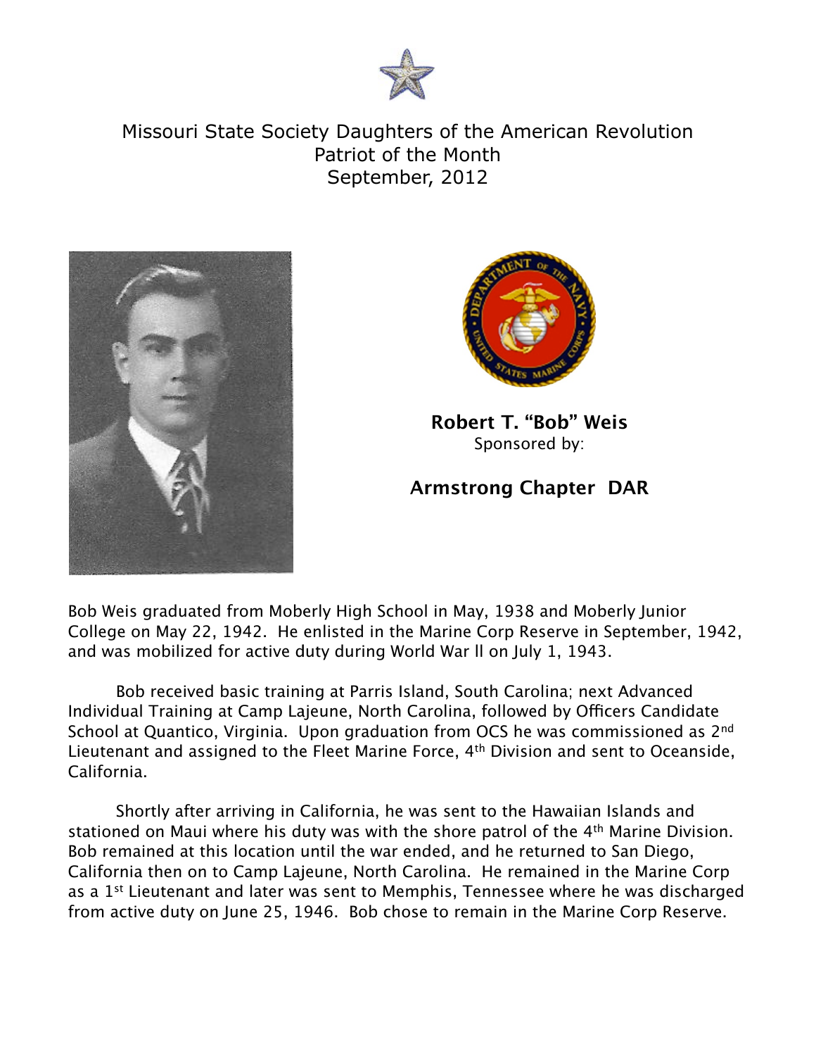# Missouri State Society Daughters of the American Revolution
## Patriot of the Month
## September, 2012

**Robert T. "Bob" Weis**
Sponsored by:

**Armstrong Chapter DAR**

Bob Weis graduated from Moberly High School in May, 1938 and Moberly Junior College on May 22, 1942. He enlisted in the Marine Corp Reserve in September, 1942, and was mobilized for active duty during World War II on July 1, 1943.

Bob received basic training at Parris Island, South Carolina; next Advanced Individual Training at Camp Lajeune, North Carolina, followed by Officers Candidate School at Quantico, Virginia. Upon graduation from OCS he was commissioned as 2nd Lieutenant and assigned to the Fleet Marine Force, 4th Division and sent to Oceanside, California.

Shortly after arriving in California, he was sent to the Hawaiian Islands and stationed on Maui where his duty was with the shore patrol of the 4th Marine Division. Bob remained at this location until the war ended, and he returned to San Diego, California then on to Camp Lajeune, North Carolina. He remained in the Marine Corp as a 1st Lieutenant and later was sent to Memphis, Tennessee where he was discharged from active duty on June 25, 1946. Bob chose to remain in the Marine Corp Reserve.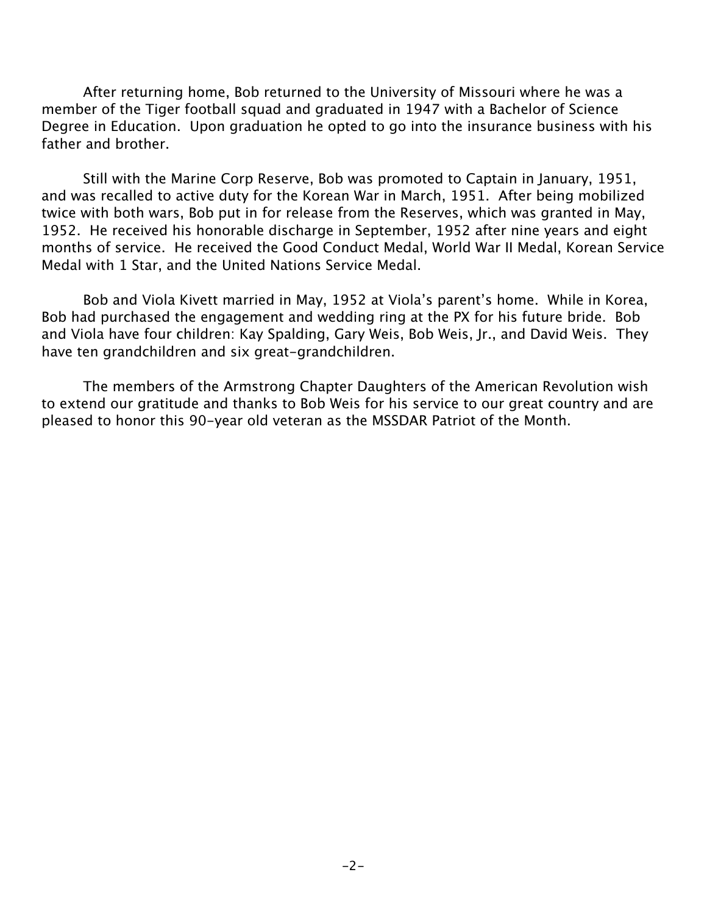After returning home, Bob returned to the University of Missouri where he was a member of the Tiger football squad and graduated in 1947 with a Bachelor of Science Degree in Education. Upon graduation he opted to go into the insurance business with his father and brother.

Still with the Marine Corp Reserve, Bob was promoted to Captain in January, 1951, and was recalled to active duty for the Korean War in March, 1951. After being mobilized twice with both wars, Bob put in for release from the Reserves, which was granted in May, 1952. He received his honorable discharge in September, 1952 after nine years and eight months of service. He received the Good Conduct Medal, World War II Medal, Korean Service Medal with 1 Star, and the United Nations Service Medal.

Bob and Viola Kivett married in May, 1952 at Viola's parent's home. While in Korea, Bob had purchased the engagement and wedding ring at the PX for his future bride. Bob and Viola have four children: Kay Spalding, Gary Weis, Bob Weis, Jr., and David Weis. They have ten grandchildren and six great-grandchildren.

The members of the Armstrong Chapter Daughters of the American Revolution wish to extend our gratitude and thanks to Bob Weis for his service to our great country and are pleased to honor this 90-year old veteran as the MSSDAR Patriot of the Month.